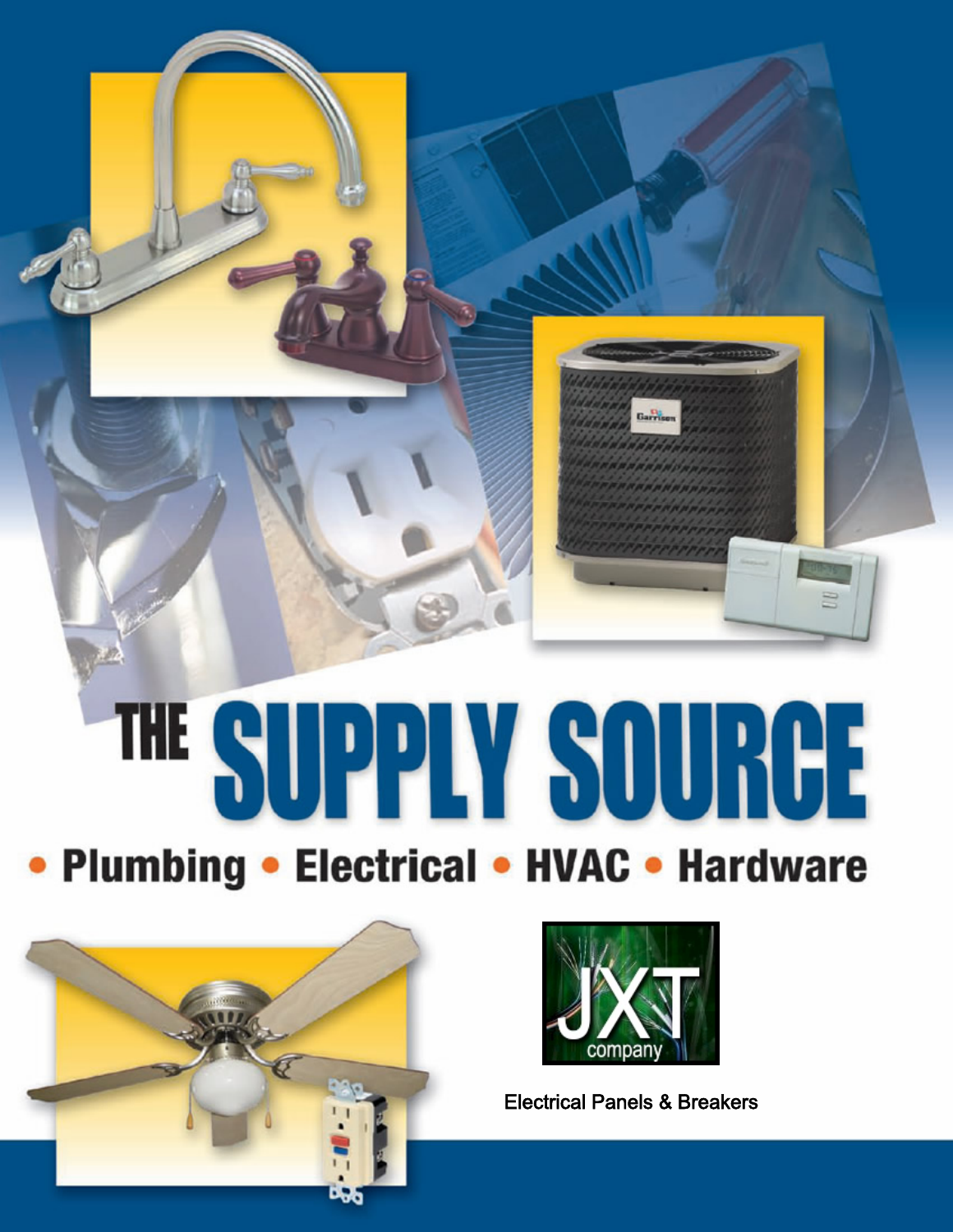# THE SUPPLY SOURCE

• Plumbing • Electrical • HVAC • Hardware

JXT company

Electrical Panels & Breakers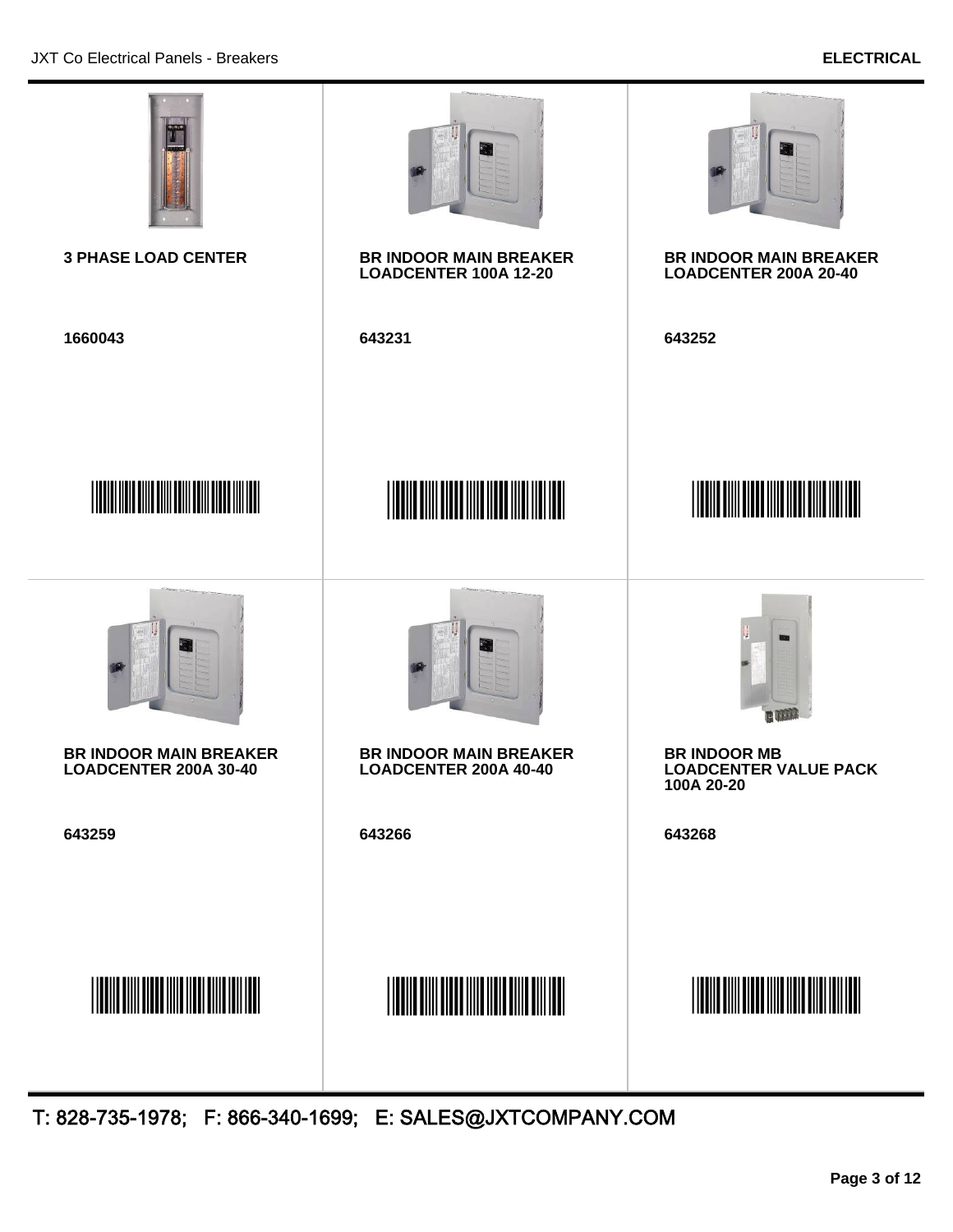**3 PHASE LOAD CENTER**

1660043

**BR INDOOR MAIN BREAKER LOADCENTER 100A 12-20**

643231

**BR INDOOR MAIN BREAKER LOADCENTER 200A 20-40**

643252

**BR INDOOR MAIN BREAKER LOADCENTER 200A 30-40**

643259

**BR INDOOR MAIN BREAKER LOADCENTER 200A 40-40**

643266

**BR INDOOR MB LOADCENTER VALUE PACK 100A 20-20**

643268

T: 828-735-1978; F: 866-340-1699; E: SALES@JXTCOMPANY.COM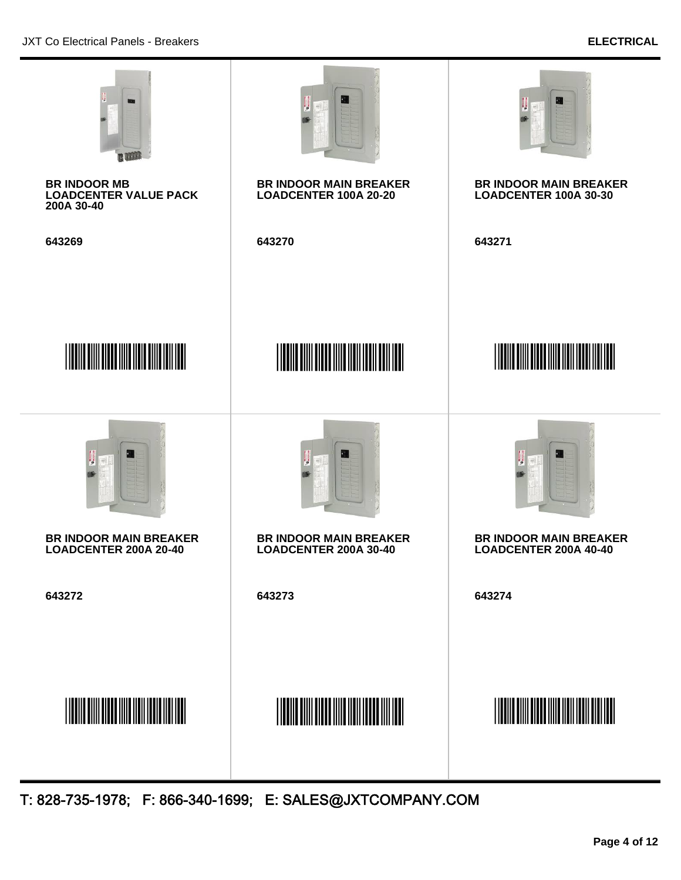**BR INDOOR MB LOADCENTER VALUE PACK 200A 30-40**

**643269**

**BR INDOOR MAIN BREAKER LOADCENTER 100A 20-20**

**643270**

**BR INDOOR MAIN BREAKER LOADCENTER 100A 30-30**

**643271**

**BR INDOOR MAIN BREAKER LOADCENTER 200A 20-40**

**643272**

**BR INDOOR MAIN BREAKER LOADCENTER 200A 30-40**

**643273**

**BR INDOOR MAIN BREAKER LOADCENTER 200A 40-40**

**643274**

T: 828-735-1978; F: 866-340-1699; E: SALES@JXTCOMPANY.COM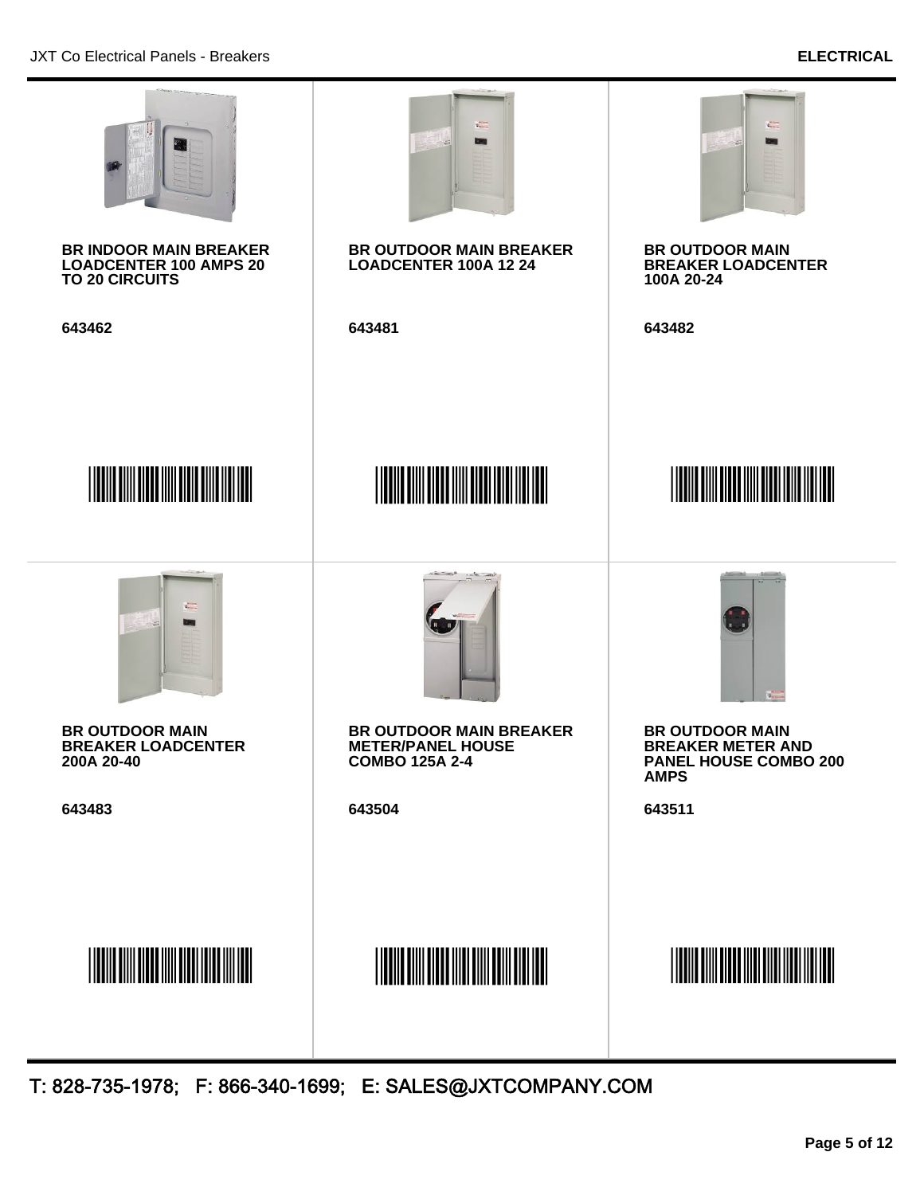**BR INDOOR MAIN BREAKER LOADCENTER 100 AMPS 20 TO 20 CIRCUITS**

**643462**

**BR OUTDOOR MAIN BREAKER LOADCENTER 100A 12 24**

**643481**

**BR OUTDOOR MAIN BREAKER LOADCENTER 100A 20-24**

**643482**

**BR OUTDOOR MAIN BREAKER LOADCENTER 200A 20-40**

**643483**

**BR OUTDOOR MAIN BREAKER METER/PANEL HOUSE COMBO 125A 2-4**

**643504**

**BR OUTDOOR MAIN BREAKER METER AND PANEL HOUSE COMBO 200 AMPS**

**643511**

T: 828-735-1978; F: 866-340-1699; E: SALES@JXTCOMPANY.COM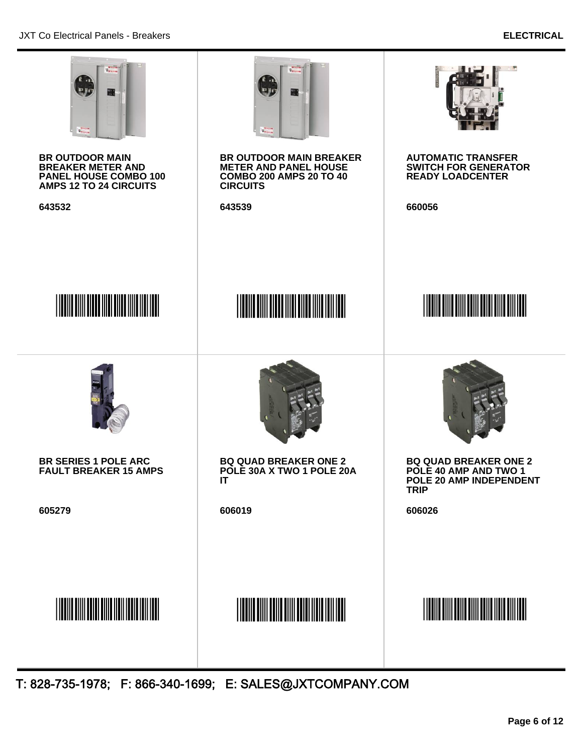**BR OUTDOOR MAIN BREAKER METER AND PANEL HOUSE COMBO 100 AMPS 12 TO 24 CIRCUITS**

**643532**

**BR OUTDOOR MAIN BREAKER METER AND PANEL HOUSE COMBO 200 AMPS 20 TO 40 CIRCUITS**

**643539**

**AUTOMATIC TRANSFER SWITCH FOR GENERATOR READY LOADCENTER**

**660056**

**BR SERIES 1 POLE ARC FAULT BREAKER 15 AMPS**

**605279**

**BQ QUAD BREAKER ONE 2 POLE 30A X TWO 1 POLE 20A IT**

**606019**

**BQ QUAD BREAKER ONE 2 POLE 40 AMP AND TWO 1 POLE 20 AMP INDEPENDENT TRIP**

**606026**

T: 828-735-1978; F: 866-340-1699; E: SALES@JXTCOMPANY.COM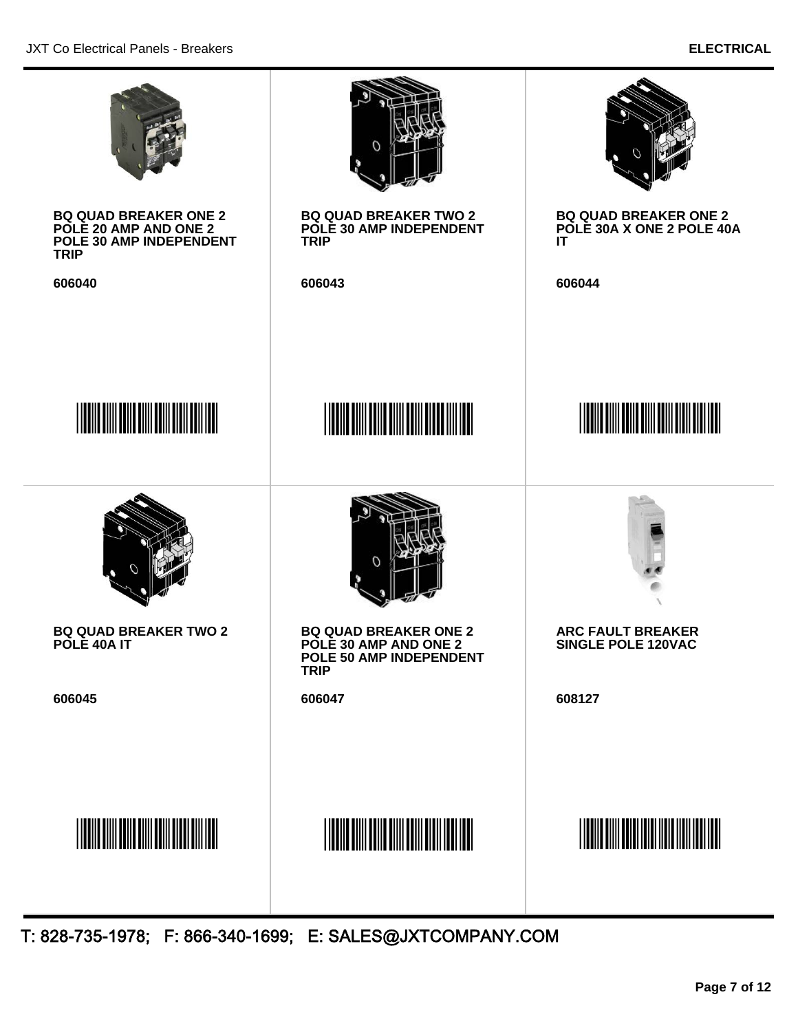**BQ QUAD BREAKER ONE 2 POLE 20 AMP AND ONE 2 POLE 30 AMP INDEPENDENT TRIP**

**606040**

**BQ QUAD BREAKER TWO 2 POLE 30 AMP INDEPENDENT TRIP**

**606043**

**BQ QUAD BREAKER ONE 2 POLE 30A X ONE 2 POLE 40A IT**

**606044**

**BQ QUAD BREAKER TWO 2 POLE 40A IT**

**606045**

**BQ QUAD BREAKER ONE 2 POLE 30 AMP AND ONE 2 POLE 50 AMP INDEPENDENT TRIP**

**606047**

**ARC FAULT BREAKER SINGLE POLE 120VAC**

**608127**

T: 828-735-1978; F: 866-340-1699; E: SALES@JXTCOMPANY.COM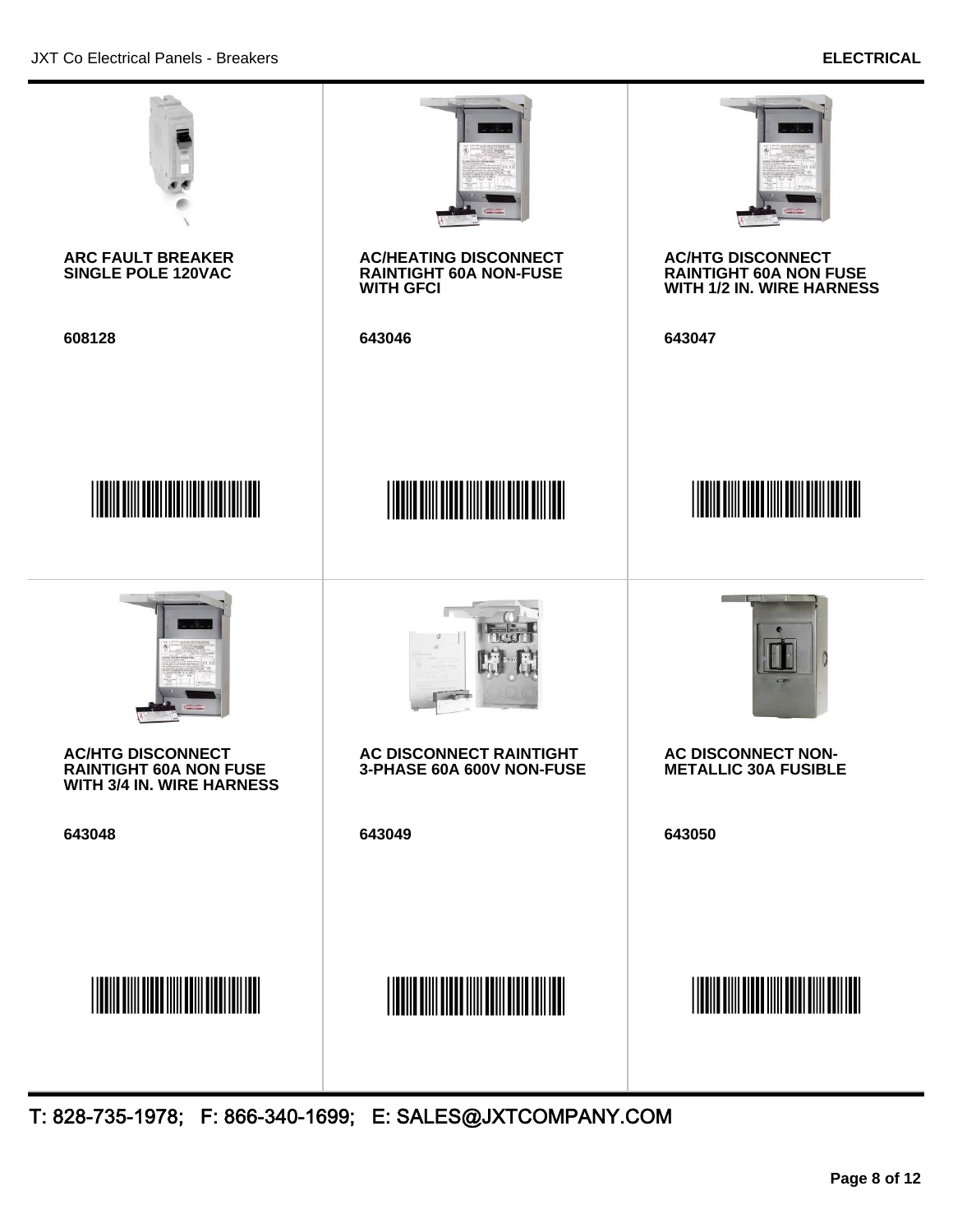**ARC FAULT BREAKER SINGLE POLE 120VAC**

**608128**

**AC/HEATING DISCONNECT RAINTIGHT 60A NON-FUSE WITH GFCI**

**643046**

**AC/HTG DISCONNECT RAINTIGHT 60A NON FUSE WITH 1/2 IN. WIRE HARNESS**

**643047**

**AC/HTG DISCONNECT RAINTIGHT 60A NON FUSE WITH 3/4 IN. WIRE HARNESS**

**643048**

**AC DISCONNECT RAINTIGHT 3-PHASE 60A 600V NON-FUSE**

**643049**

**AC DISCONNECT NON-METALLIC 30A FUSIBLE**

**643050**

T: 828-735-1978; F: 866-340-1699; E: SALES@JXTCOMPANY.COM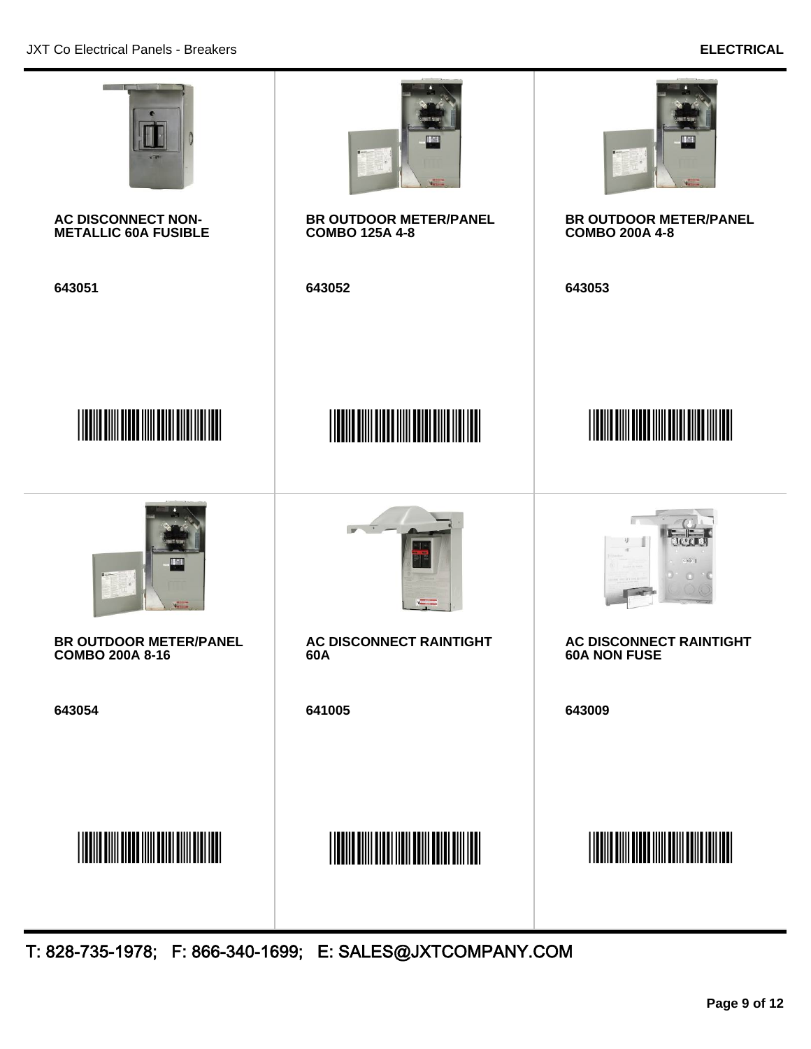**AC DISCONNECT NON-METALLIC 60A FUSIBLE**

643051

**BR OUTDOOR METER/PANEL COMBO 125A 4-8**

643052

**BR OUTDOOR METER/PANEL COMBO 200A 4-8**

643053

**BR OUTDOOR METER/PANEL COMBO 200A 8-16**

643054

**AC DISCONNECT RAINTIGHT 60A**

641005

**AC DISCONNECT RAINTIGHT 60A NON FUSE**

643009

T: 828-735-1978; F: 866-340-1699; E: SALES@JXTCOMPANY.COM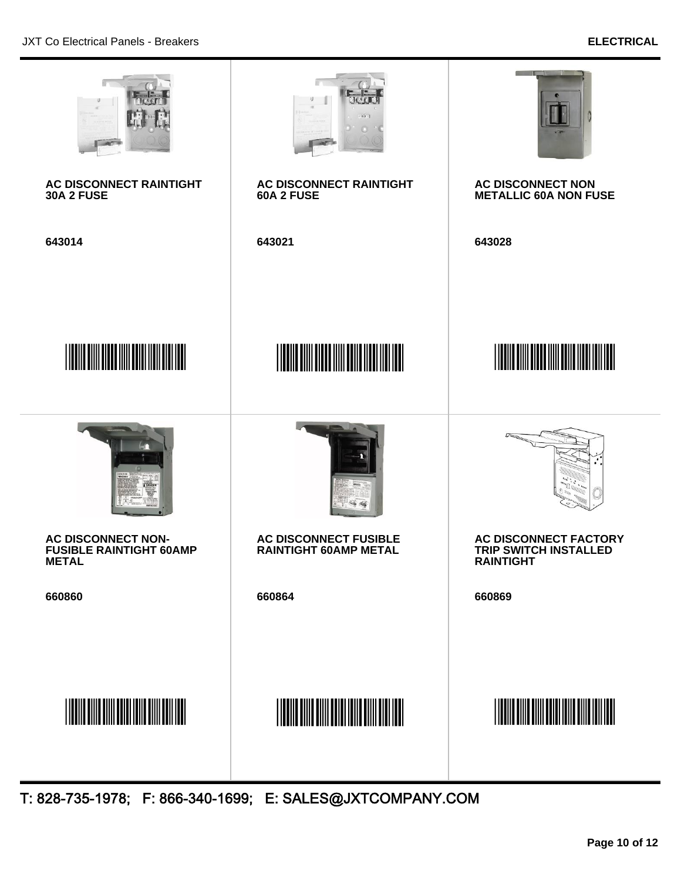**AC DISCONNECT RAINTIGHT 30A 2 FUSE**

**643014**

**AC DISCONNECT RAINTIGHT 60A 2 FUSE**

**643021**

**AC DISCONNECT NON METALLIC 60A NON FUSE**

**643028**

**AC DISCONNECT NON-FUSIBLE RAINTIGHT 60AMP METAL**

**660860**

**AC DISCONNECT FUSIBLE RAINTIGHT 60AMP METAL**

**660864**

**AC DISCONNECT FACTORY TRIP SWITCH INSTALLED RAINTIGHT**

**660869**

T: 828-735-1978; F: 866-340-1699; E: SALES@JXTCOMPANY.COM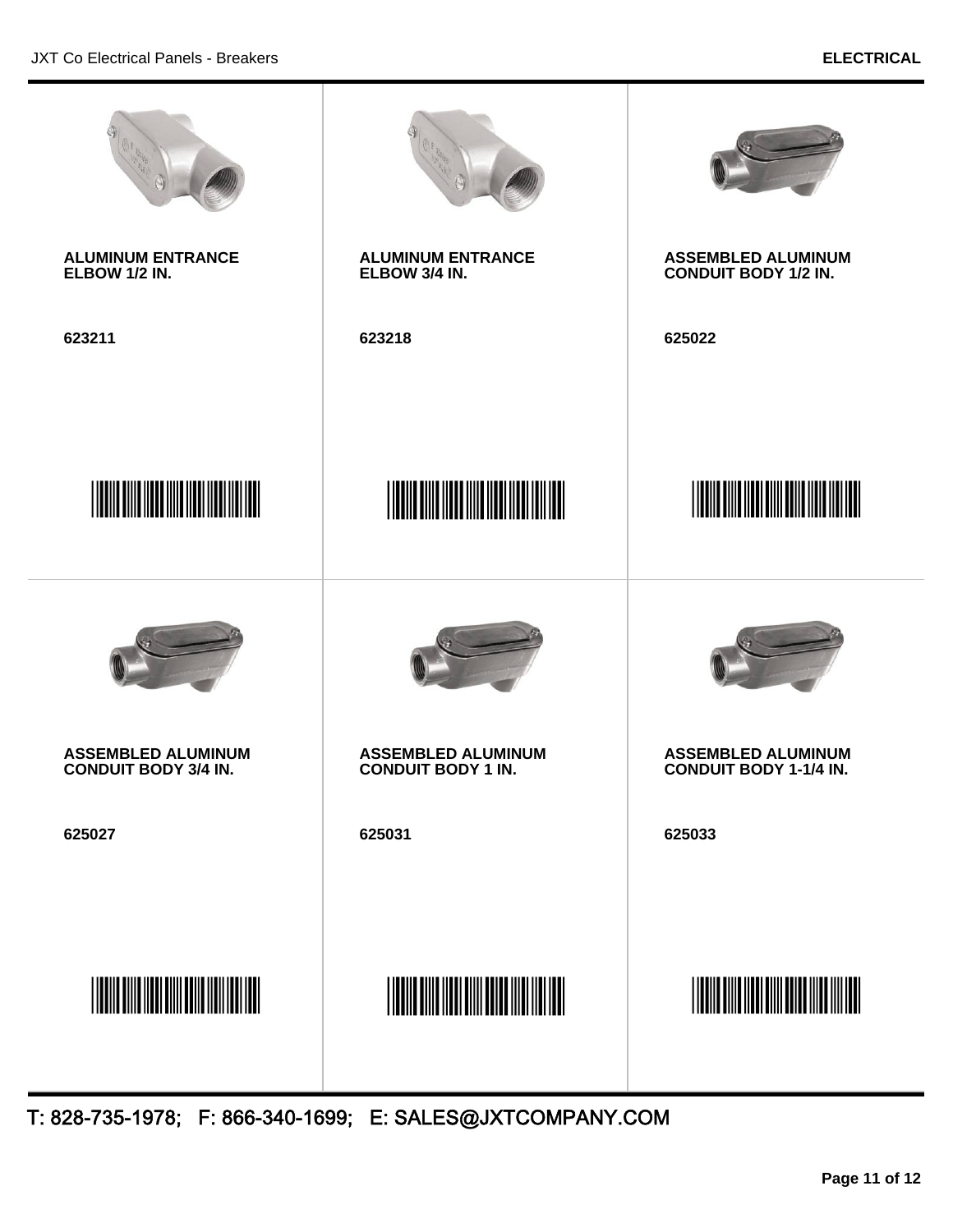**ALUMINUM ENTRANCE ELBOW 1/2 IN.**

**623211**

**ALUMINUM ENTRANCE ELBOW 3/4 IN.**

**623218**

**ASSEMBLED ALUMINUM CONDUIT BODY 1/2 IN.**

**625022**

**ASSEMBLED ALUMINUM CONDUIT BODY 3/4 IN.**

**625027**

**ASSEMBLED ALUMINUM CONDUIT BODY 1 IN.**

**625031**

**ASSEMBLED ALUMINUM CONDUIT BODY 1-1/4 IN.**

**625033**

T: 828-735-1978; F: 866-340-1699; E: SALES@JXTCOMPANY.COM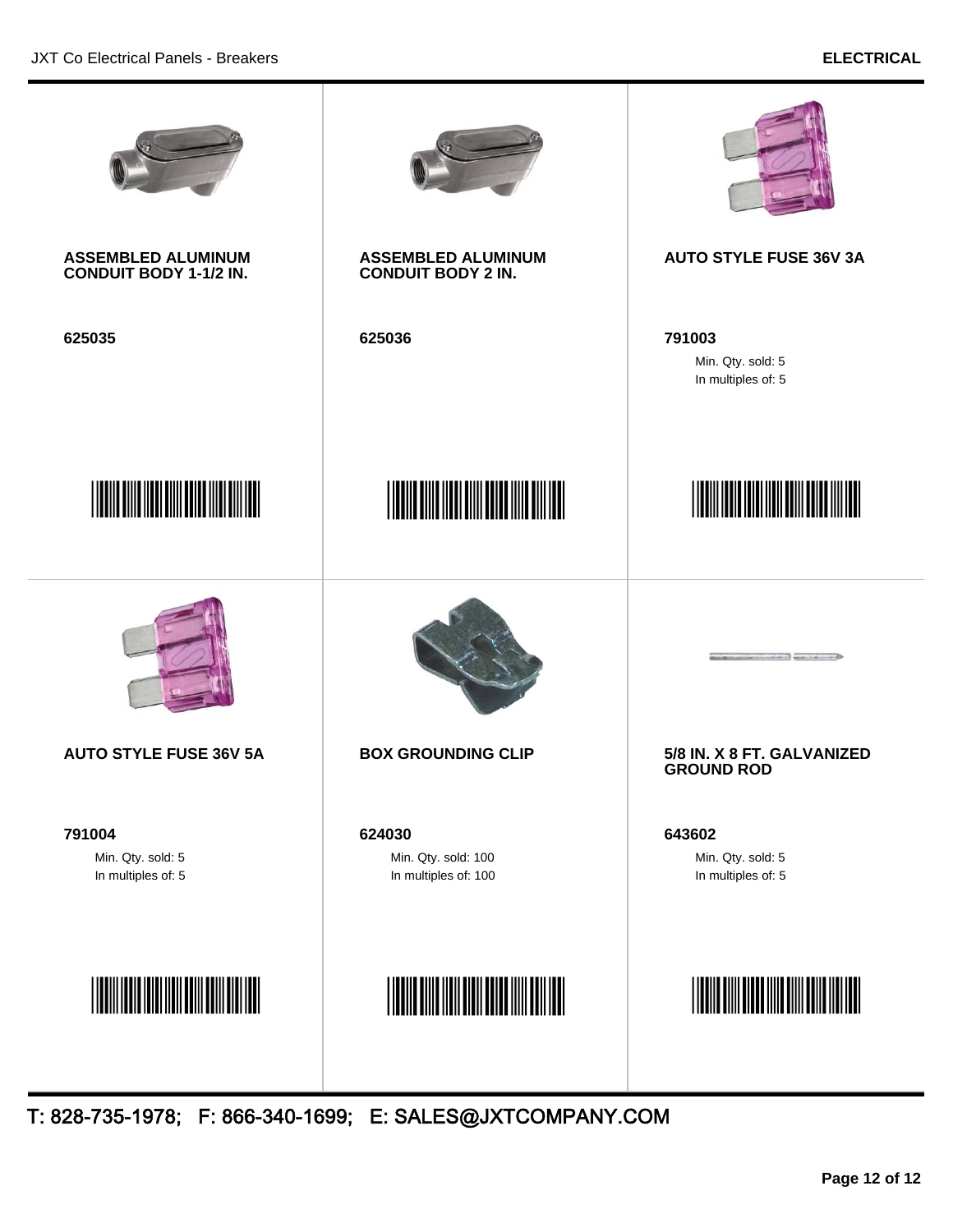**ASSEMBLED ALUMINUM CONDUIT BODY 1-1/2 IN.**

**625035**

**ASSEMBLED ALUMINUM CONDUIT BODY 2 IN.**

**625036**

**AUTO STYLE FUSE 36V 3A**

**791003**

Min. Qty. sold: 5
In multiples of: 5

**AUTO STYLE FUSE 36V 5A**

**791004**

Min. Qty. sold: 5
In multiples of: 5

**BOX GROUNDING CLIP**

**624030**

Min. Qty. sold: 100
In multiples of: 100

**5/8 IN. X 8 FT. GALVANIZED GROUND ROD**

**643602**

Min. Qty. sold: 5
In multiples of: 5

T: 828-735-1978; F: 866-340-1699; E: SALES@JXTCOMPANY.COM